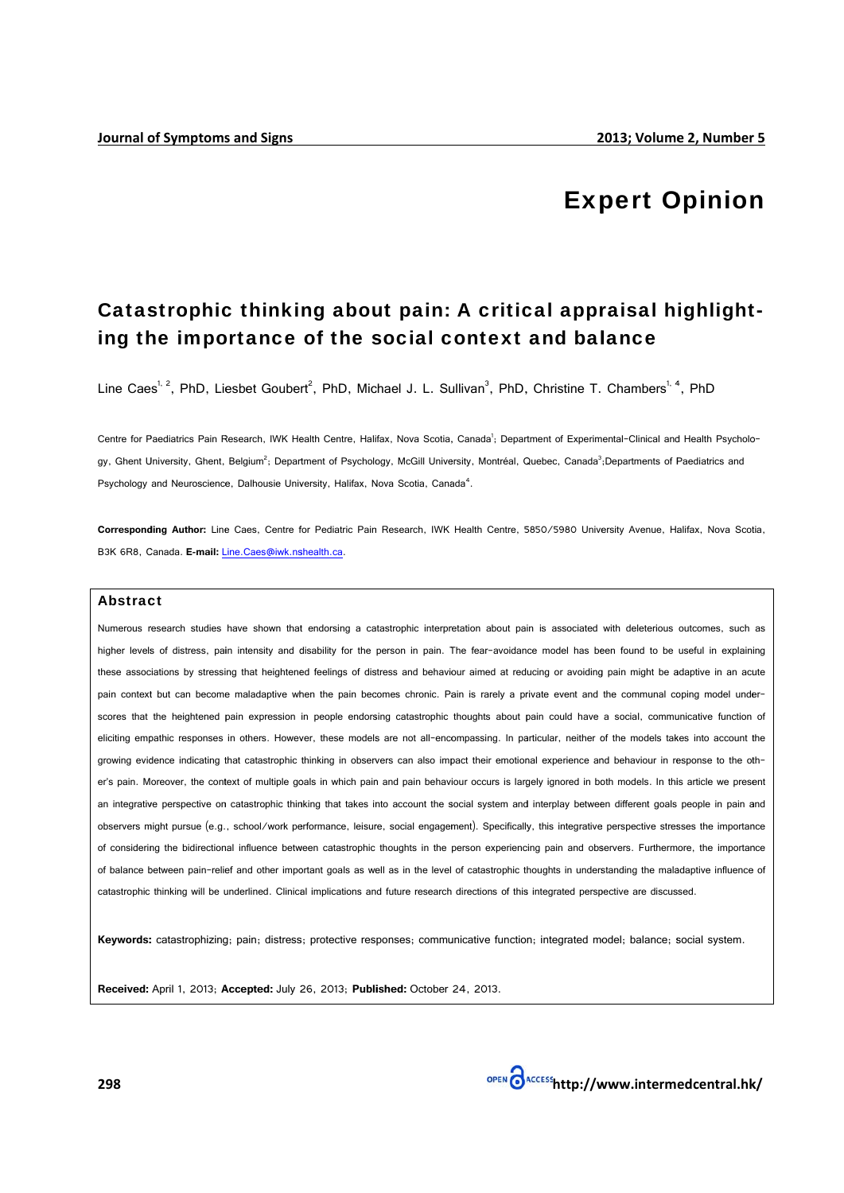# Expert Opinion

## Catastrophic thinking about pain: A critical appraisal highlighting the importance of the social context and balance

Line Caes[1, 2], PhD, Liesbet Goubert[2], PhD, Michael J. L. Sullivan[3], PhD, Christine T. Chambers[1, 4], PhD

Centre for Paediatrics Pain Research, IWK Health Centre, Halifax, Nova Scotia, Canada[1]; Department of Experimental-Clinical and Health Psychology, Ghent University, Ghent, Belgium[2]; Department of Psychology, McGill University, Montréal, Quebec, Canada[3]; Departments of Paediatrics and Psychology and Neuroscience, Dalhousie University, Halifax, Nova Scotia, Canada[4].

**Corresponding Author:** Line Caes, Centre for Pediatric Pain Research, IWK Health Centre, 5850/5980 University Avenue, Halifax, Nova Scotia, B3K 6R8, Canada. **E-mail:** Line.Caes@iwk.nshealth.ca.

### Abstract

Numerous research studies have shown that endorsing a catastrophic interpretation about pain is associated with deleterious outcomes, such as higher levels of distress, pain intensity and disability for the person in pain. The fear-avoidance model has been found to be useful in explaining these associations by stressing that heightened feelings of distress and behaviour aimed at reducing or avoiding pain might be adaptive in an acute pain context but can become maladaptive when the pain becomes chronic. Pain is rarely a private event and the communal coping model underscores that the heightened pain expression in people endorsing catastrophic thoughts about pain could have a social, communicative function of eliciting empathic responses in others. However, these models are not all-encompassing. In particular, neither of the models takes into account the growing evidence indicating that catastrophic thinking in observers can also impact their emotional experience and behaviour in response to the other's pain. Moreover, the context of multiple goals in which pain and pain behaviour occurs is largely ignored in both models. In this article we present an integrative perspective on catastrophic thinking that takes into account the social system and interplay between different goals people in pain and observers might pursue (e.g., school/work performance, leisure, social engagement). Specifically, this integrative perspective stresses the importance of considering the bidirectional influence between catastrophic thoughts in the person experiencing pain and observers. Furthermore, the importance of balance between pain-relief and other important goals as well as in the level of catastrophic thoughts in understanding the maladaptive influence of catastrophic thinking will be underlined. Clinical implications and future research directions of this integrated perspective are discussed.

**Keywords:** catastrophizing; pain; distress; protective responses; communicative function; integrated model; balance; social system.

**Received:** April 1, 2013; **Accepted:** July 26, 2013; **Published:** October 24, 2013.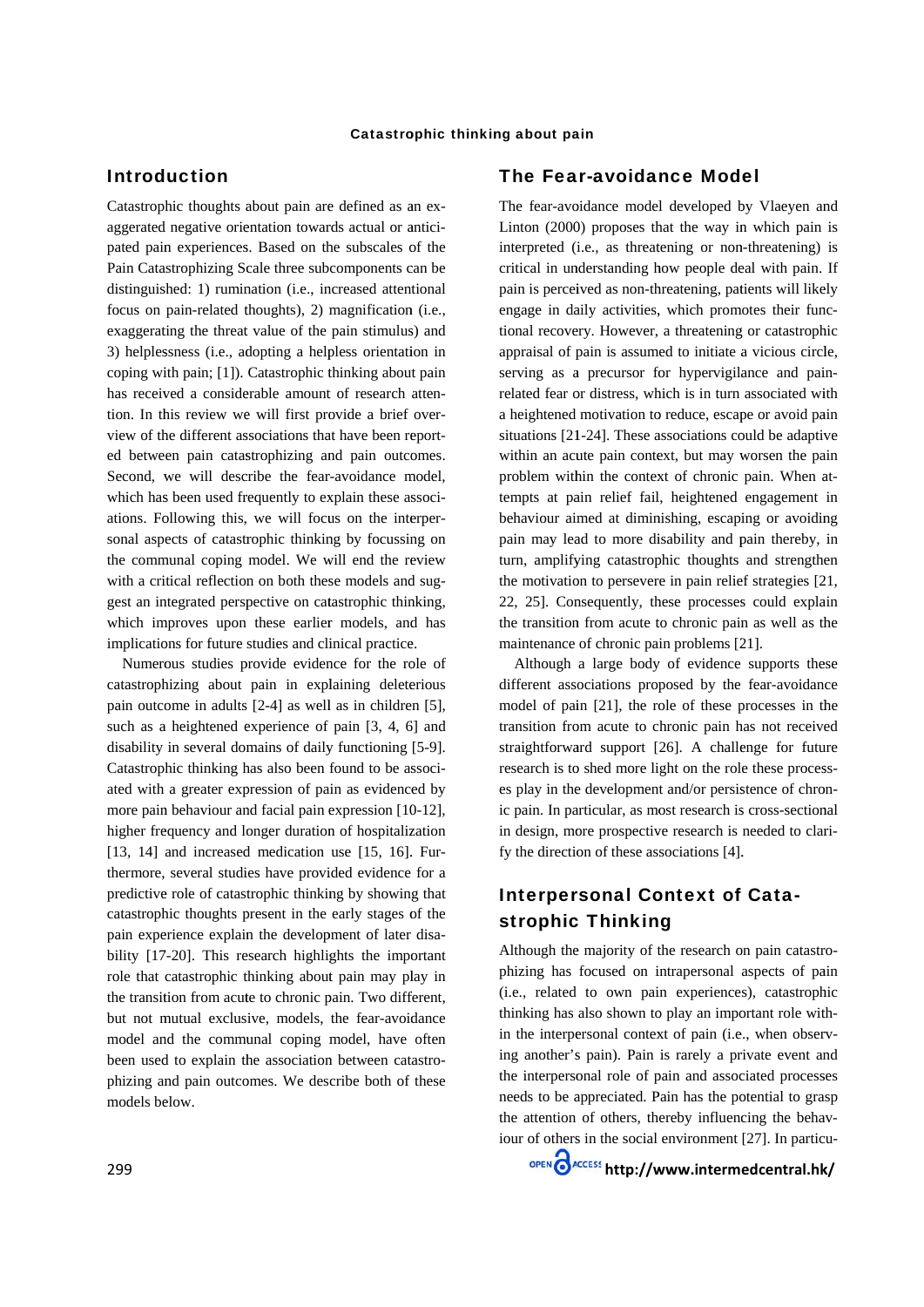## Introduction

Catastrophic thoughts about pain are defined as an exaggerated negative orientation towards actual or anticipated pain experiences. Based on the subscales of the Pain Catastrophizing Scale three subcomponents can be distinguished: 1) rumination (i.e., increased attentional focus on pain-related thoughts), 2) magnification (i.e., exaggerating the threat value of the pain stimulus) and 3) helplessness (i.e., adopting a helpless orientation in coping with pain; [1]). Catastrophic thinking about pain has received a considerable amount of research attention. In this review we will first provide a brief overview of the different associations that have been reported between pain catastrophizing and pain outcomes. Second, we will describe the fear-avoidance model, which has been used frequently to explain these associations. Following this, we will focus on the interpersonal aspects of catastrophic thinking by focussing on the communal coping model. We will end the review with a critical reflection on both these models and suggest an integrated perspective on catastrophic thinking, which improves upon these earlier models, and has implications for future studies and clinical practice.

Numerous studies provide evidence for the role of catastrophizing about pain in explaining deleterious pain outcome in adults [2-4] as well as in children [5], such as a heightened experience of pain [3, 4, 6] and disability in several domains of daily functioning [5-9]. Catastrophic thinking has also been found to be associated with a greater expression of pain as evidenced by more pain behaviour and facial pain expression [10-12], higher frequency and longer duration of hospitalization [13, 14] and increased medication use [15, 16]. Furthermore, several studies have provided evidence for a predictive role of catastrophic thinking by showing that catastrophic thoughts present in the early stages of the pain experience explain the development of later disability [17-20]. This research highlights the important role that catastrophic thinking about pain may play in the transition from acute to chronic pain. Two different, but not mutual exclusive, models, the fear-avoidance model and the communal coping model, have often been used to explain the association between catastrophizing and pain outcomes. We describe both of these models below.

## The Fear-avoidance Model

The fear-avoidance model developed by Vlaeyen and Linton (2000) proposes that the way in which pain is interpreted (i.e., as threatening or non-threatening) is critical in understanding how people deal with pain. If pain is perceived as non-threatening, patients will likely engage in daily activities, which promotes their functional recovery. However, a threatening or catastrophic appraisal of pain is assumed to initiate a vicious circle, serving as a precursor for hypervigilance and pain-related fear or distress, which is in turn associated with a heightened motivation to reduce, escape or avoid pain situations [21-24]. These associations could be adaptive within an acute pain context, but may worsen the pain problem within the context of chronic pain. When attempts at pain relief fail, heightened engagement in behaviour aimed at diminishing, escaping or avoiding pain may lead to more disability and pain thereby, in turn, amplifying catastrophic thoughts and strengthen the motivation to persevere in pain relief strategies [21, 22, 25]. Consequently, these processes could explain the transition from acute to chronic pain as well as the maintenance of chronic pain problems [21].

Although a large body of evidence supports these different associations proposed by the fear-avoidance model of pain [21], the role of these processes in the transition from acute to chronic pain has not received straightforward support [26]. A challenge for future research is to shed more light on the role these processes play in the development and/or persistence of chronic pain. In particular, as most research is cross-sectional in design, more prospective research is needed to clarify the direction of these associations [4].

## Interpersonal Context of Catastrophic Thinking

Although the majority of the research on pain catastrophizing has focused on intrapersonal aspects of pain (i.e., related to own pain experiences), catastrophic thinking has also shown to play an important role within the interpersonal context of pain (i.e., when observing another's pain). Pain is rarely a private event and the interpersonal role of pain and associated processes needs to be appreciated. Pain has the potential to grasp the attention of others, thereby influencing the behaviour of others in the social environment [27]. In particu-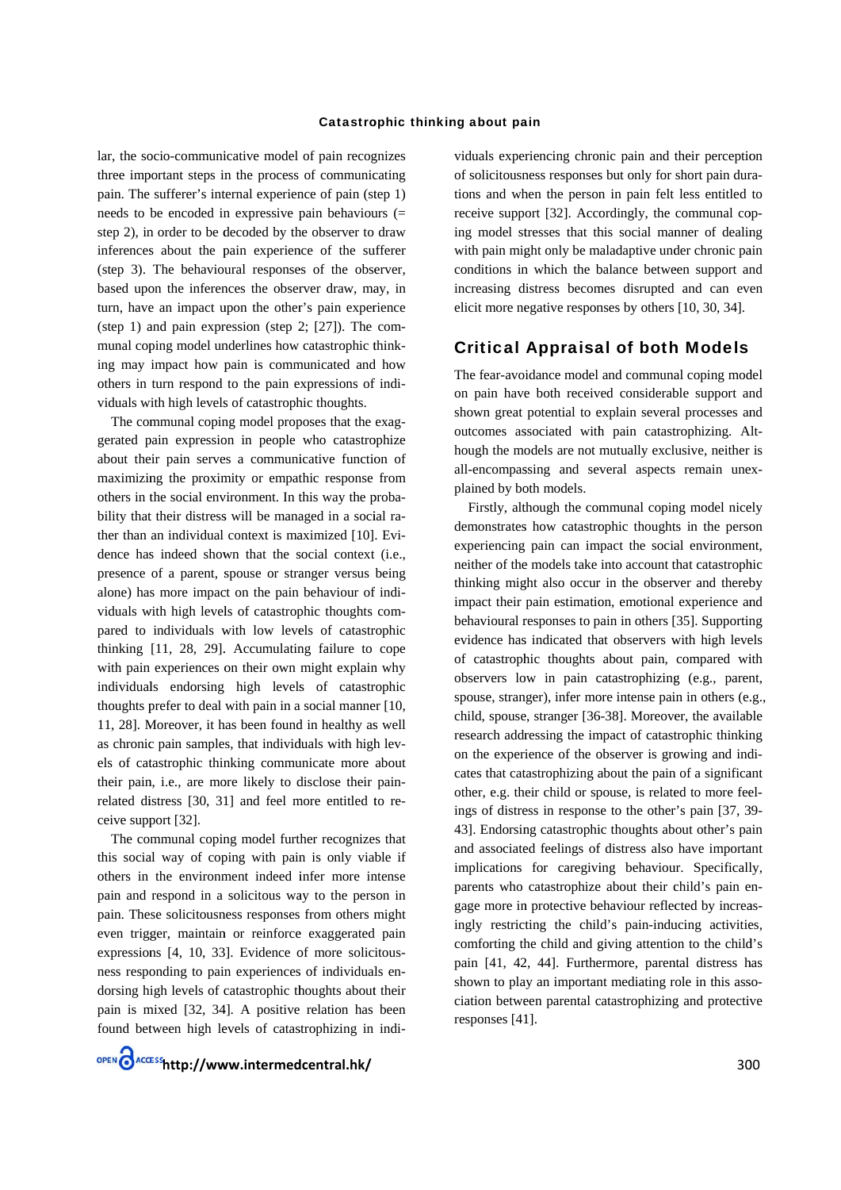lar, the socio-communicative model of pain recognizes three important steps in the process of communicating pain. The sufferer's internal experience of pain (step 1) needs to be encoded in expressive pain behaviours (= step 2), in order to be decoded by the observer to draw inferences about the pain experience of the sufferer (step 3). The behavioural responses of the observer, based upon the inferences the observer draw, may, in turn, have an impact upon the other's pain experience (step 1) and pain expression (step 2; [27]). The communal coping model underlines how catastrophic thinking may impact how pain is communicated and how others in turn respond to the pain expressions of individuals with high levels of catastrophic thoughts.

The communal coping model proposes that the exaggerated pain expression in people who catastrophize about their pain serves a communicative function of maximizing the proximity or empathic response from others in the social environment. In this way the probability that their distress will be managed in a social rather than an individual context is maximized [10]. Evidence has indeed shown that the social context (i.e., presence of a parent, spouse or stranger versus being alone) has more impact on the pain behaviour of individuals with high levels of catastrophic thoughts compared to individuals with low levels of catastrophic thinking [11, 28, 29]. Accumulating failure to cope with pain experiences on their own might explain why individuals endorsing high levels of catastrophic thoughts prefer to deal with pain in a social manner [10, 11, 28]. Moreover, it has been found in healthy as well as chronic pain samples, that individuals with high levels of catastrophic thinking communicate more about their pain, i.e., are more likely to disclose their pain-related distress [30, 31] and feel more entitled to receive support [32].

The communal coping model further recognizes that this social way of coping with pain is only viable if others in the environment indeed infer more intense pain and respond in a solicitous way to the person in pain. These solicitousness responses from others might even trigger, maintain or reinforce exaggerated pain expressions [4, 10, 33]. Evidence of more solicitousness responding to pain experiences of individuals endorsing high levels of catastrophic thoughts about their pain is mixed [32, 34]. A positive relation has been found between high levels of catastrophizing in individuals experiencing chronic pain and their perception of solicitousness responses but only for short pain durations and when the person in pain felt less entitled to receive support [32]. Accordingly, the communal coping model stresses that this social manner of dealing with pain might only be maladaptive under chronic pain conditions in which the balance between support and increasing distress becomes disrupted and can even elicit more negative responses by others [10, 30, 34].

## Critical Appraisal of both Models

The fear-avoidance model and communal coping model on pain have both received considerable support and shown great potential to explain several processes and outcomes associated with pain catastrophizing. Although the models are not mutually exclusive, neither is all-encompassing and several aspects remain unexplained by both models.

Firstly, although the communal coping model nicely demonstrates how catastrophic thoughts in the person experiencing pain can impact the social environment, neither of the models take into account that catastrophic thinking might also occur in the observer and thereby impact their pain estimation, emotional experience and behavioural responses to pain in others [35]. Supporting evidence has indicated that observers with high levels of catastrophic thoughts about pain, compared with observers low in pain catastrophizing (e.g., parent, spouse, stranger), infer more intense pain in others (e.g., child, spouse, stranger [36-38]. Moreover, the available research addressing the impact of catastrophic thinking on the experience of the observer is growing and indicates that catastrophizing about the pain of a significant other, e.g. their child or spouse, is related to more feelings of distress in response to the other's pain [37, 39-43]. Endorsing catastrophic thoughts about other's pain and associated feelings of distress also have important implications for caregiving behaviour. Specifically, parents who catastrophize about their child's pain engage more in protective behaviour reflected by increasingly restricting the child's pain-inducing activities, comforting the child and giving attention to the child's pain [41, 42, 44]. Furthermore, parental distress has shown to play an important mediating role in this association between parental catastrophizing and protective responses [41].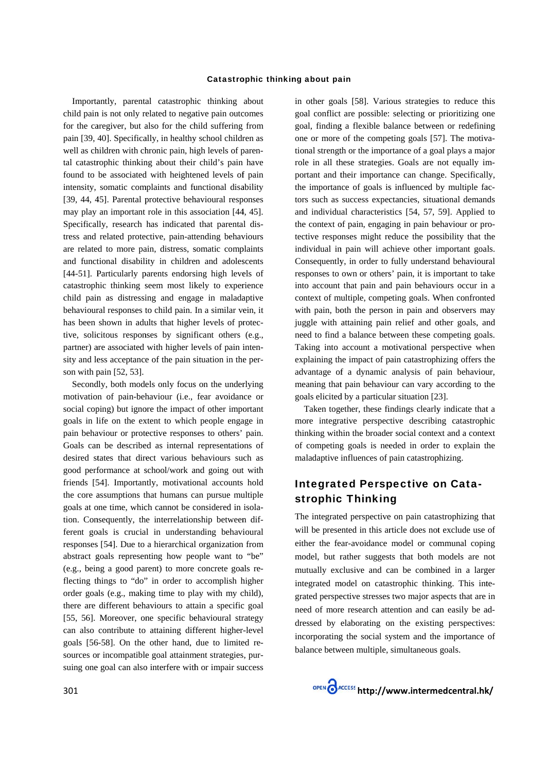Importantly, parental catastrophic thinking about child pain is not only related to negative pain outcomes for the caregiver, but also for the child suffering from pain [39, 40]. Specifically, in healthy school children as well as children with chronic pain, high levels of parental catastrophic thinking about their child's pain have found to be associated with heightened levels of pain intensity, somatic complaints and functional disability [39, 44, 45]. Parental protective behavioural responses may play an important role in this association [44, 45]. Specifically, research has indicated that parental distress and related protective, pain-attending behaviours are related to more pain, distress, somatic complaints and functional disability in children and adolescents [44-51]. Particularly parents endorsing high levels of catastrophic thinking seem most likely to experience child pain as distressing and engage in maladaptive behavioural responses to child pain. In a similar vein, it has been shown in adults that higher levels of protective, solicitous responses by significant others (e.g., partner) are associated with higher levels of pain intensity and less acceptance of the pain situation in the person with pain [52, 53].

Secondly, both models only focus on the underlying motivation of pain-behaviour (i.e., fear avoidance or social coping) but ignore the impact of other important goals in life on the extent to which people engage in pain behaviour or protective responses to others' pain. Goals can be described as internal representations of desired states that direct various behaviours such as good performance at school/work and going out with friends [54]. Importantly, motivational accounts hold the core assumptions that humans can pursue multiple goals at one time, which cannot be considered in isolation. Consequently, the interrelationship between different goals is crucial in understanding behavioural responses [54]. Due to a hierarchical organization from abstract goals representing how people want to "be" (e.g., being a good parent) to more concrete goals reflecting things to "do" in order to accomplish higher order goals (e.g., making time to play with my child), there are different behaviours to attain a specific goal [55, 56]. Moreover, one specific behavioural strategy can also contribute to attaining different higher-level goals [56-58]. On the other hand, due to limited resources or incompatible goal attainment strategies, pursuing one goal can also interfere with or impair success in other goals [58]. Various strategies to reduce this goal conflict are possible: selecting or prioritizing one goal, finding a flexible balance between or redefining one or more of the competing goals [57]. The motivational strength or the importance of a goal plays a major role in all these strategies. Goals are not equally important and their importance can change. Specifically, the importance of goals is influenced by multiple factors such as success expectancies, situational demands and individual characteristics [54, 57, 59]. Applied to the context of pain, engaging in pain behaviour or protective responses might reduce the possibility that the individual in pain will achieve other important goals. Consequently, in order to fully understand behavioural responses to own or others' pain, it is important to take into account that pain and pain behaviours occur in a context of multiple, competing goals. When confronted with pain, both the person in pain and observers may juggle with attaining pain relief and other goals, and need to find a balance between these competing goals. Taking into account a motivational perspective when explaining the impact of pain catastrophizing offers the advantage of a dynamic analysis of pain behaviour, meaning that pain behaviour can vary according to the goals elicited by a particular situation [23].

Taken together, these findings clearly indicate that a more integrative perspective describing catastrophic thinking within the broader social context and a context of competing goals is needed in order to explain the maladaptive influences of pain catastrophizing.

## Integrated Perspective on Catastrophic Thinking

The integrated perspective on pain catastrophizing that will be presented in this article does not exclude use of either the fear-avoidance model or communal coping model, but rather suggests that both models are not mutually exclusive and can be combined in a larger integrated model on catastrophic thinking. This integrated perspective stresses two major aspects that are in need of more research attention and can easily be addressed by elaborating on the existing perspectives: incorporating the social system and the importance of balance between multiple, simultaneous goals.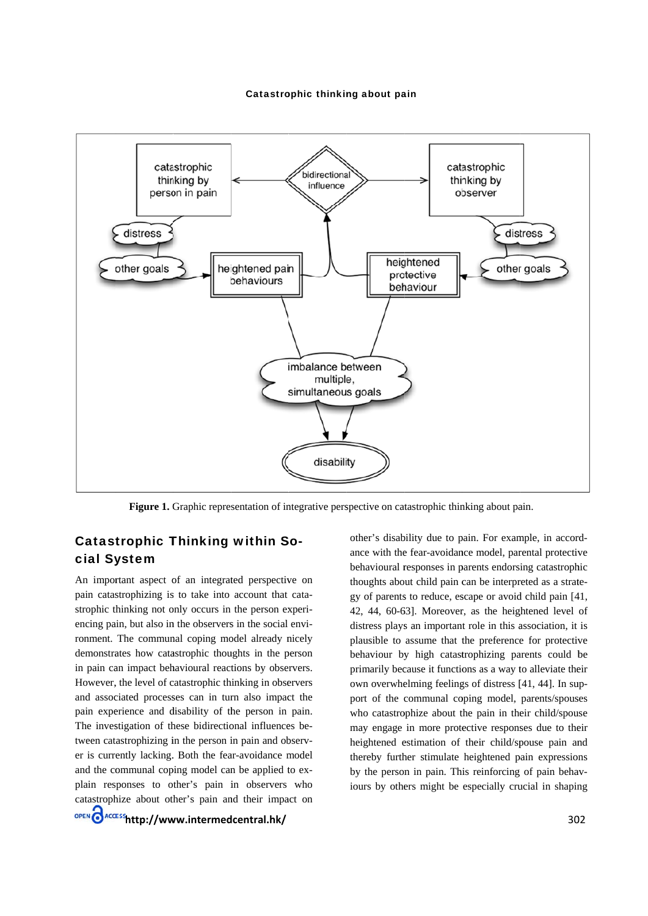**Figure 1.** Graphic representation of integrative perspective on catastrophic thinking about pain.

## Catastrophic Thinking within Social System

An important aspect of an integrated perspective on pain catastrophizing is to take into account that catastrophic thinking not only occurs in the person experiencing pain, but also in the observers in the social environment. The communal coping model already nicely demonstrates how catastrophic thoughts in the person in pain can impact behavioural reactions by observers. However, the level of catastrophic thinking in observers and associated processes can in turn also impact the pain experience and disability of the person in pain. The investigation of these bidirectional influences between catastrophizing in the person in pain and observer is currently lacking. Both the fear-avoidance model and the communal coping model can be applied to explain responses to other's pain in observers who catastrophize about other's pain and their impact on other's disability due to pain. For example, in accordance with the fear-avoidance model, parental protective behavioural responses in parents endorsing catastrophic thoughts about child pain can be interpreted as a strategy of parents to reduce, escape or avoid child pain [41, 42, 44, 60-63]. Moreover, as the heightened level of distress plays an important role in this association, it is plausible to assume that the preference for protective behaviour by high catastrophizing parents could be primarily because it functions as a way to alleviate their own overwhelming feelings of distress [41, 44]. In support of the communal coping model, parents/spouses who catastrophize about the pain in their child/spouse may engage in more protective responses due to their heightened estimation of their child/spouse pain and thereby further stimulate heightened pain expressions by the person in pain. This reinforcing of pain behaviours by others might be especially crucial in shaping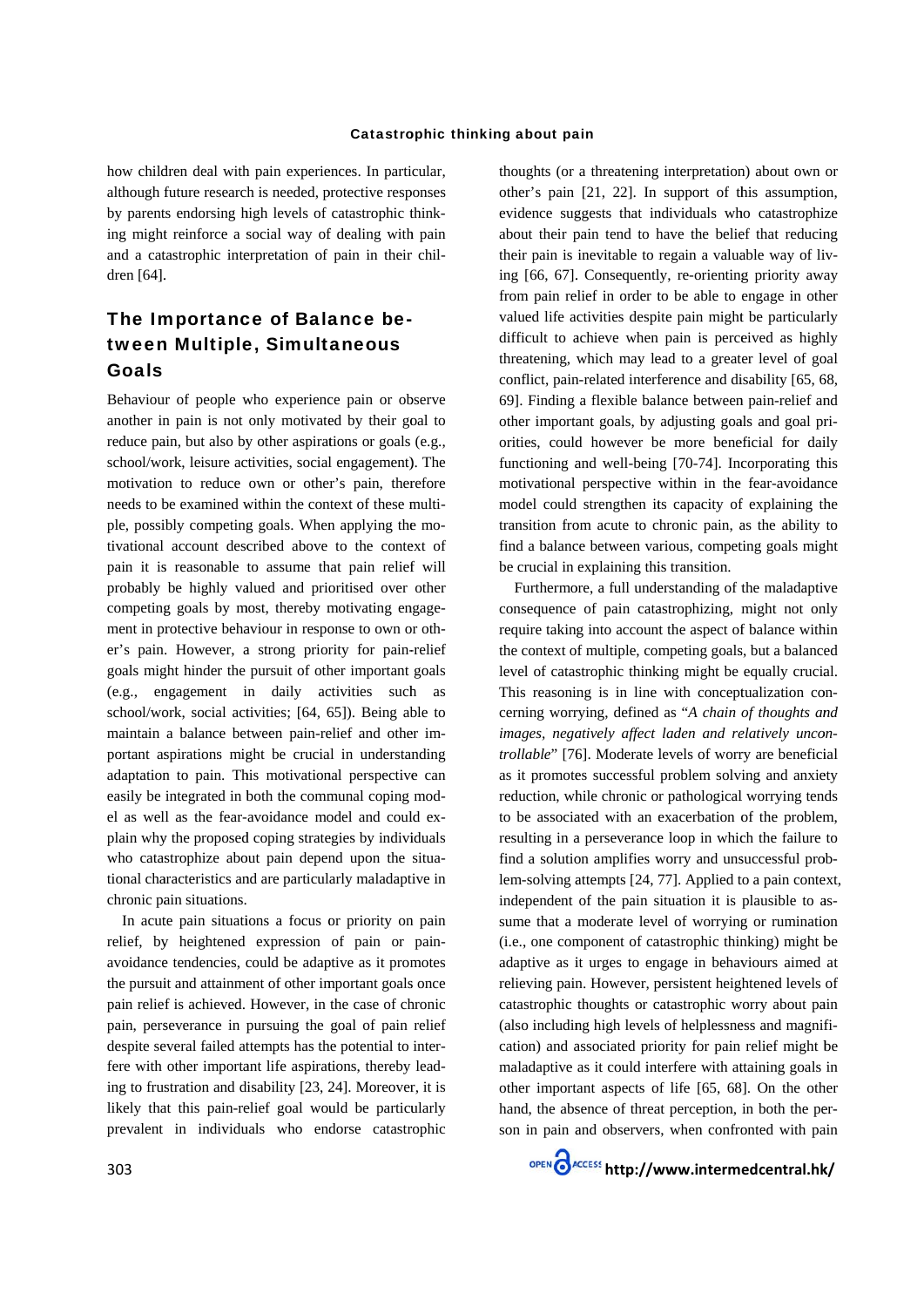how children deal with pain experiences. In particular, although future research is needed, protective responses by parents endorsing high levels of catastrophic thinking might reinforce a social way of dealing with pain and a catastrophic interpretation of pain in their children [64].

## The Importance of Balance between Multiple, Simultaneous Goals

Behaviour of people who experience pain or observe another in pain is not only motivated by their goal to reduce pain, but also by other aspirations or goals (e.g., school/work, leisure activities, social engagement). The motivation to reduce own or other's pain, therefore needs to be examined within the context of these multiple, possibly competing goals. When applying the motivational account described above to the context of pain it is reasonable to assume that pain relief will probably be highly valued and prioritised over other competing goals by most, thereby motivating engagement in protective behaviour in response to own or other's pain. However, a strong priority for pain-relief goals might hinder the pursuit of other important goals (e.g., engagement in daily activities such as school/work, social activities; [64, 65]). Being able to maintain a balance between pain-relief and other important aspirations might be crucial in understanding adaptation to pain. This motivational perspective can easily be integrated in both the communal coping model as well as the fear-avoidance model and could explain why the proposed coping strategies by individuals who catastrophize about pain depend upon the situational characteristics and are particularly maladaptive in chronic pain situations.

In acute pain situations a focus or priority on pain relief, by heightened expression of pain or pain-avoidance tendencies, could be adaptive as it promotes the pursuit and attainment of other important goals once pain relief is achieved. However, in the case of chronic pain, perseverance in pursuing the goal of pain relief despite several failed attempts has the potential to interfere with other important life aspirations, thereby leading to frustration and disability [23, 24]. Moreover, it is likely that this pain-relief goal would be particularly prevalent in individuals who endorse catastrophic thoughts (or a threatening interpretation) about own or other's pain [21, 22]. In support of this assumption, evidence suggests that individuals who catastrophize about their pain tend to have the belief that reducing their pain is inevitable to regain a valuable way of living [66, 67]. Consequently, re-orienting priority away from pain relief in order to be able to engage in other valued life activities despite pain might be particularly difficult to achieve when pain is perceived as highly threatening, which may lead to a greater level of goal conflict, pain-related interference and disability [65, 68, 69]. Finding a flexible balance between pain-relief and other important goals, by adjusting goals and goal priorities, could however be more beneficial for daily functioning and well-being [70-74]. Incorporating this motivational perspective within in the fear-avoidance model could strengthen its capacity of explaining the transition from acute to chronic pain, as the ability to find a balance between various, competing goals might be crucial in explaining this transition.

Furthermore, a full understanding of the maladaptive consequence of pain catastrophizing, might not only require taking into account the aspect of balance within the context of multiple, competing goals, but a balanced level of catastrophic thinking might be equally crucial. This reasoning is in line with conceptualization concerning worrying, defined as "*A chain of thoughts and images, negatively affect laden and relatively uncontrollable*" [76]. Moderate levels of worry are beneficial as it promotes successful problem solving and anxiety reduction, while chronic or pathological worrying tends to be associated with an exacerbation of the problem, resulting in a perseverance loop in which the failure to find a solution amplifies worry and unsuccessful problem-solving attempts [24, 77]. Applied to a pain context, independent of the pain situation it is plausible to assume that a moderate level of worrying or rumination (i.e., one component of catastrophic thinking) might be adaptive as it urges to engage in behaviours aimed at relieving pain. However, persistent heightened levels of catastrophic thoughts or catastrophic worry about pain (also including high levels of helplessness and magnification) and associated priority for pain relief might be maladaptive as it could interfere with attaining goals in other important aspects of life [65, 68]. On the other hand, the absence of threat perception, in both the person in pain and observers, when confronted with pain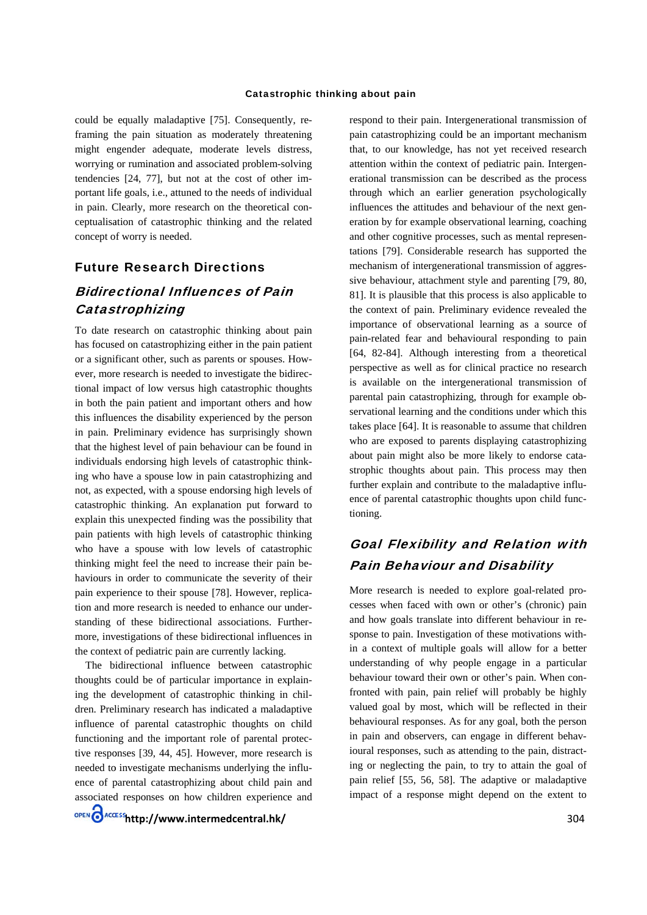could be equally maladaptive [75]. Consequently, reframing the pain situation as moderately threatening might engender adequate, moderate levels distress, worrying or rumination and associated problem-solving tendencies [24, 77], but not at the cost of other important life goals, i.e., attuned to the needs of individual in pain. Clearly, more research on the theoretical conceptualisation of catastrophic thinking and the related concept of worry is needed.

## Future Research Directions

### *Bidirectional Influences of Pain Catastrophizing*

To date research on catastrophic thinking about pain has focused on catastrophizing either in the pain patient or a significant other, such as parents or spouses. However, more research is needed to investigate the bidirectional impact of low versus high catastrophic thoughts in both the pain patient and important others and how this influences the disability experienced by the person in pain. Preliminary evidence has surprisingly shown that the highest level of pain behaviour can be found in individuals endorsing high levels of catastrophic thinking who have a spouse low in pain catastrophizing and not, as expected, with a spouse endorsing high levels of catastrophic thinking. An explanation put forward to explain this unexpected finding was the possibility that pain patients with high levels of catastrophic thinking who have a spouse with low levels of catastrophic thinking might feel the need to increase their pain behaviours in order to communicate the severity of their pain experience to their spouse [78]. However, replication and more research is needed to enhance our understanding of these bidirectional associations. Furthermore, investigations of these bidirectional influences in the context of pediatric pain are currently lacking.

The bidirectional influence between catastrophic thoughts could be of particular importance in explaining the development of catastrophic thinking in children. Preliminary research has indicated a maladaptive influence of parental catastrophic thoughts on child functioning and the important role of parental protective responses [39, 44, 45]. However, more research is needed to investigate mechanisms underlying the influence of parental catastrophizing about child pain and associated responses on how children experience and respond to their pain. Intergenerational transmission of pain catastrophizing could be an important mechanism that, to our knowledge, has not yet received research attention within the context of pediatric pain. Intergenerational transmission can be described as the process through which an earlier generation psychologically influences the attitudes and behaviour of the next generation by for example observational learning, coaching and other cognitive processes, such as mental representations [79]. Considerable research has supported the mechanism of intergenerational transmission of aggressive behaviour, attachment style and parenting [79, 80, 81]. It is plausible that this process is also applicable to the context of pain. Preliminary evidence revealed the importance of observational learning as a source of pain-related fear and behavioural responding to pain [64, 82-84]. Although interesting from a theoretical perspective as well as for clinical practice no research is available on the intergenerational transmission of parental pain catastrophizing, through for example observational learning and the conditions under which this takes place [64]. It is reasonable to assume that children who are exposed to parents displaying catastrophizing about pain might also be more likely to endorse catastrophic thoughts about pain. This process may then further explain and contribute to the maladaptive influence of parental catastrophic thoughts upon child functioning.

### *Goal Flexibility and Relation with Pain Behaviour and Disability*

More research is needed to explore goal-related processes when faced with own or other's (chronic) pain and how goals translate into different behaviour in response to pain. Investigation of these motivations within a context of multiple goals will allow for a better understanding of why people engage in a particular behaviour toward their own or other's pain. When confronted with pain, pain relief will probably be highly valued goal by most, which will be reflected in their behavioural responses. As for any goal, both the person in pain and observers, can engage in different behavioural responses, such as attending to the pain, distracting or neglecting the pain, to try to attain the goal of pain relief [55, 56, 58]. The adaptive or maladaptive impact of a response might depend on the extent to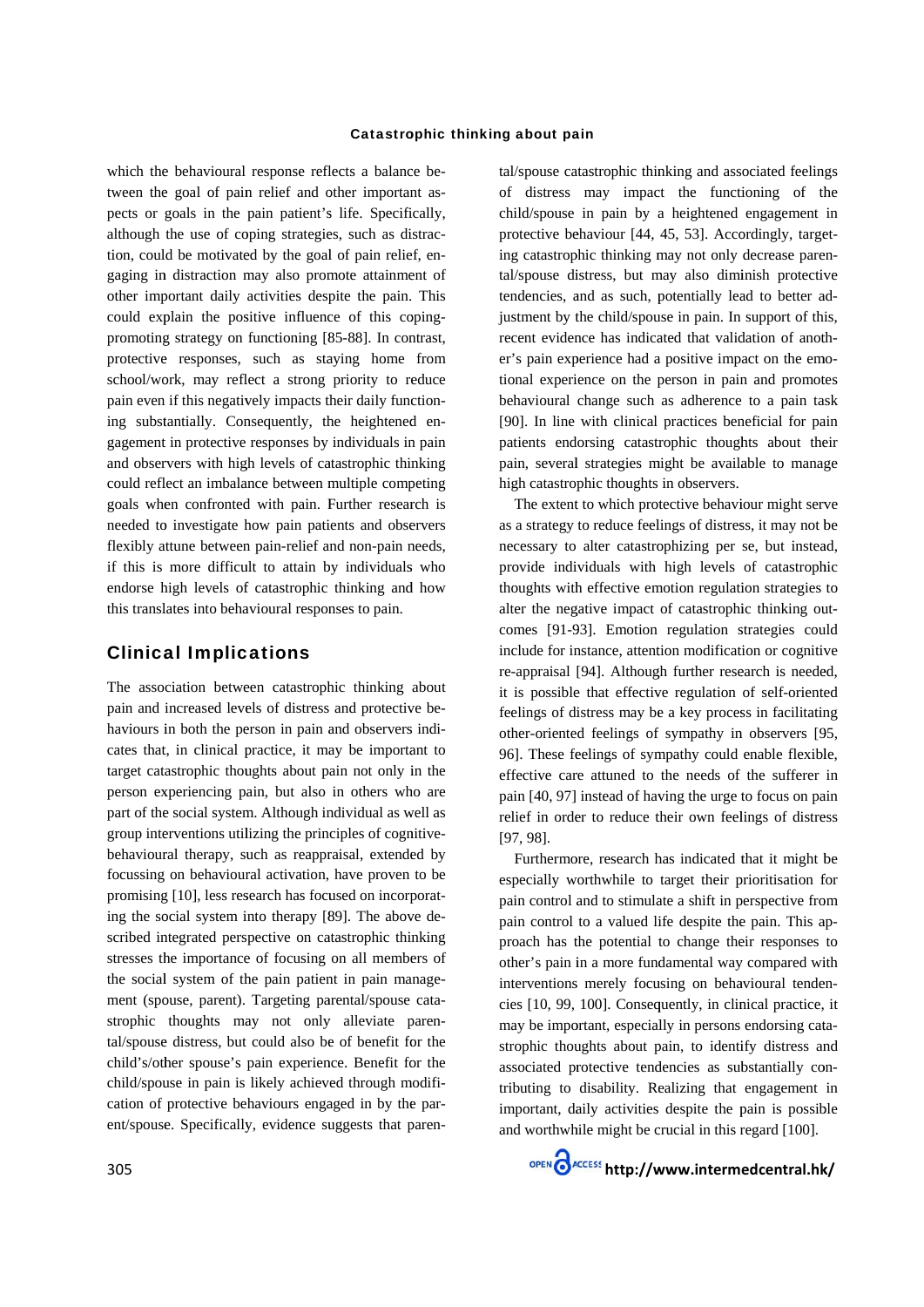which the behavioural response reflects a balance between the goal of pain relief and other important aspects or goals in the pain patient's life. Specifically, although the use of coping strategies, such as distraction, could be motivated by the goal of pain relief, engaging in distraction may also promote attainment of other important daily activities despite the pain. This could explain the positive influence of this coping-promoting strategy on functioning [85-88]. In contrast, protective responses, such as staying home from school/work, may reflect a strong priority to reduce pain even if this negatively impacts their daily functioning substantially. Consequently, the heightened engagement in protective responses by individuals in pain and observers with high levels of catastrophic thinking could reflect an imbalance between multiple competing goals when confronted with pain. Further research is needed to investigate how pain patients and observers flexibly attune between pain-relief and non-pain needs, if this is more difficult to attain by individuals who endorse high levels of catastrophic thinking and how this translates into behavioural responses to pain.

## Clinical Implications

The association between catastrophic thinking about pain and increased levels of distress and protective behaviours in both the person in pain and observers indicates that, in clinical practice, it may be important to target catastrophic thoughts about pain not only in the person experiencing pain, but also in others who are part of the social system. Although individual as well as group interventions utilizing the principles of cognitive-behavioural therapy, such as reappraisal, extended by focussing on behavioural activation, have proven to be promising [10], less research has focused on incorporating the social system into therapy [89]. The above described integrated perspective on catastrophic thinking stresses the importance of focusing on all members of the social system of the pain patient in pain management (spouse, parent). Targeting parental/spouse catastrophic thoughts may not only alleviate parental/spouse distress, but could also be of benefit for the child's/other spouse's pain experience. Benefit for the child/spouse in pain is likely achieved through modification of protective behaviours engaged in by the parent/spouse. Specifically, evidence suggests that parental/spouse catastrophic thinking and associated feelings of distress may impact the functioning of the child/spouse in pain by a heightened engagement in protective behaviour [44, 45, 53]. Accordingly, targeting catastrophic thinking may not only decrease parental/spouse distress, but may also diminish protective tendencies, and as such, potentially lead to better adjustment by the child/spouse in pain. In support of this, recent evidence has indicated that validation of another's pain experience had a positive impact on the emotional experience on the person in pain and promotes behavioural change such as adherence to a pain task [90]. In line with clinical practices beneficial for pain patients endorsing catastrophic thoughts about their pain, several strategies might be available to manage high catastrophic thoughts in observers.

The extent to which protective behaviour might serve as a strategy to reduce feelings of distress, it may not be necessary to alter catastrophizing per se, but instead, provide individuals with high levels of catastrophic thoughts with effective emotion regulation strategies to alter the negative impact of catastrophic thinking outcomes [91-93]. Emotion regulation strategies could include for instance, attention modification or cognitive re-appraisal [94]. Although further research is needed, it is possible that effective regulation of self-oriented feelings of distress may be a key process in facilitating other-oriented feelings of sympathy in observers [95, 96]. These feelings of sympathy could enable flexible, effective care attuned to the needs of the sufferer in pain [40, 97] instead of having the urge to focus on pain relief in order to reduce their own feelings of distress [97, 98].

Furthermore, research has indicated that it might be especially worthwhile to target their prioritisation for pain control and to stimulate a shift in perspective from pain control to a valued life despite the pain. This approach has the potential to change their responses to other's pain in a more fundamental way compared with interventions merely focusing on behavioural tendencies [10, 99, 100]. Consequently, in clinical practice, it may be important, especially in persons endorsing catastrophic thoughts about pain, to identify distress and associated protective tendencies as substantially contributing to disability. Realizing that engagement in important, daily activities despite the pain is possible and worthwhile might be crucial in this regard [100].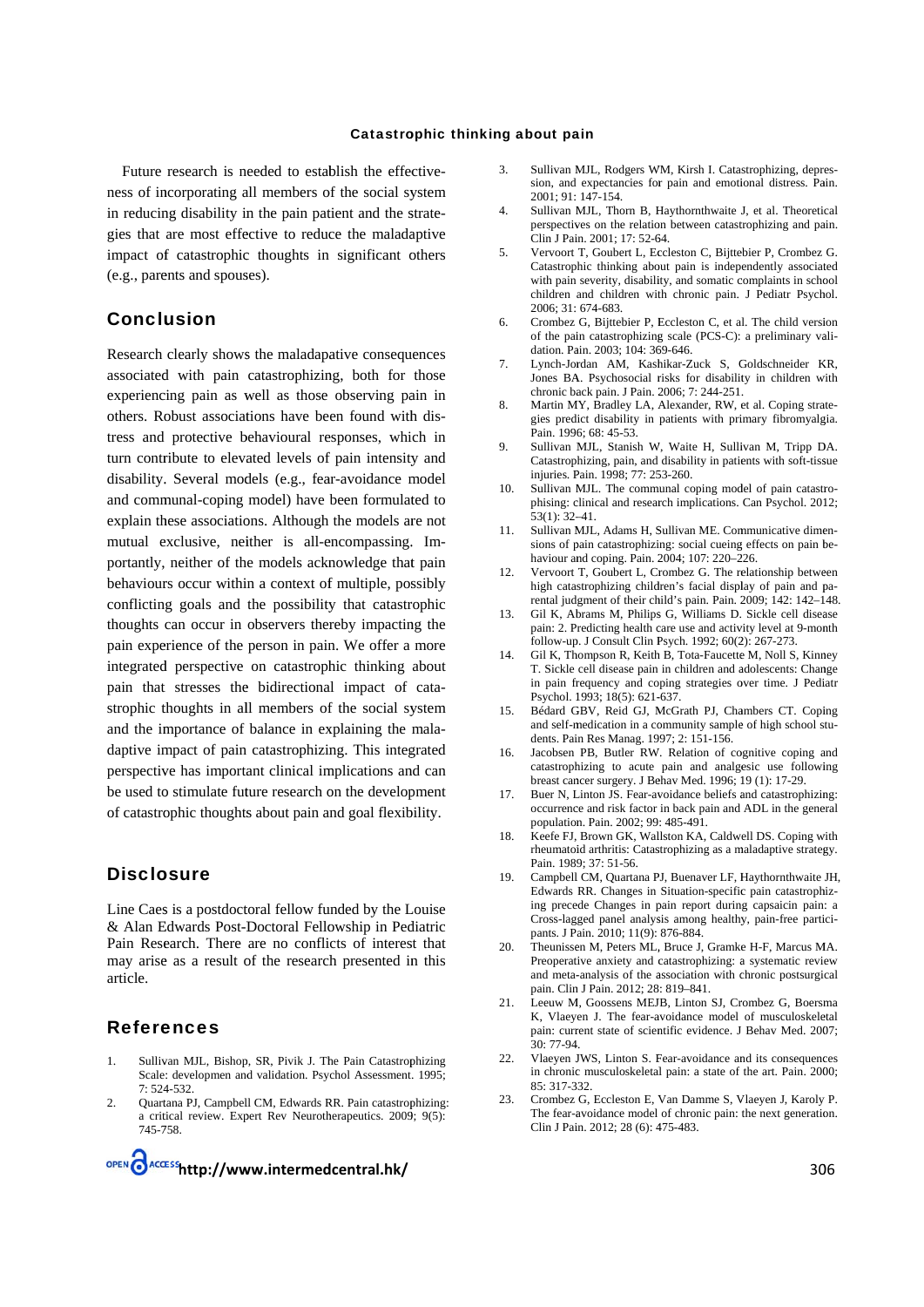Future research is needed to establish the effectiveness of incorporating all members of the social system in reducing disability in the pain patient and the strategies that are most effective to reduce the maladaptive impact of catastrophic thoughts in significant others (e.g., parents and spouses).

## Conclusion

Research clearly shows the maladapative consequences associated with pain catastrophizing, both for those experiencing pain as well as those observing pain in others. Robust associations have been found with distress and protective behavioural responses, which in turn contribute to elevated levels of pain intensity and disability. Several models (e.g., fear-avoidance model and communal-coping model) have been formulated to explain these associations. Although the models are not mutual exclusive, neither is all-encompassing. Importantly, neither of the models acknowledge that pain behaviours occur within a context of multiple, possibly conflicting goals and the possibility that catastrophic thoughts can occur in observers thereby impacting the pain experience of the person in pain. We offer a more integrated perspective on catastrophic thinking about pain that stresses the bidirectional impact of catastrophic thoughts in all members of the social system and the importance of balance in explaining the maladaptive impact of pain catastrophizing. This integrated perspective has important clinical implications and can be used to stimulate future research on the development of catastrophic thoughts about pain and goal flexibility.

## Disclosure

Line Caes is a postdoctoral fellow funded by the Louise & Alan Edwards Post-Doctoral Fellowship in Pediatric Pain Research. There are no conflicts of interest that may arise as a result of the research presented in this article.

## References

1. Sullivan MJL, Bishop, SR, Pivik J. The Pain Catastrophizing Scale: developmen and validation. Psychol Assessment. 1995; 7: 524-532.
2. Quartana PJ, Campbell CM, Edwards RR. Pain catastrophizing: a critical review. Expert Rev Neurotherapeutics. 2009; 9(5): 745-758.
3. Sullivan MJL, Rodgers WM, Kirsh I. Catastrophizing, depression, and expectancies for pain and emotional distress. Pain. 2001; 91: 147-154.
4. Sullivan MJL, Thorn B, Haythornthwaite J, et al. Theoretical perspectives on the relation between catastrophizing and pain. Clin J Pain. 2001; 17: 52-64.
5. Vervoort T, Goubert L, Eccleston C, Bijttebier P, Crombez G. Catastrophic thinking about pain is independently associated with pain severity, disability, and somatic complaints in school children and children with chronic pain. J Pediatr Psychol. 2006; 31: 674-683.
6. Crombez G, Bijttebier P, Eccleston C, et al. The child version of the pain catastrophizing scale (PCS-C): a preliminary validation. Pain. 2003; 104: 369-646.
7. Lynch-Jordan AM, Kashikar-Zuck S, Goldschneider KR, Jones BA. Psychosocial risks for disability in children with chronic back pain. J Pain. 2006; 7: 244-251.
8. Martin MY, Bradley LA, Alexander, RW, et al. Coping strategies predict disability in patients with primary fibromyalgia. Pain. 1996; 68: 45-53.
9. Sullivan MJL, Stanish W, Waite H, Sullivan M, Tripp DA. Catastrophizing, pain, and disability in patients with soft-tissue injuries. Pain. 1998; 77: 253-260.
10. Sullivan MJL. The communal coping model of pain catastrophising: clinical and research implications. Can Psychol. 2012; 53(1): 32–41.
11. Sullivan MJL, Adams H, Sullivan ME. Communicative dimensions of pain catastrophizing: social cueing effects on pain behaviour and coping. Pain. 2004; 107: 220–226.
12. Vervoort T, Goubert L, Crombez G. The relationship between high catastrophizing children's facial display of pain and parental judgment of their child's pain. Pain. 2009; 142: 142–148.
13. Gil K, Abrams M, Philips G, Williams D. Sickle cell disease pain: 2. Predicting health care use and activity level at 9-month follow-up. J Consult Clin Psych. 1992; 60(2): 267-273.
14. Gil K, Thompson R, Keith B, Tota-Faucette M, Noll S, Kinney T. Sickle cell disease pain in children and adolescents: Change in pain frequency and coping strategies over time. J Pediatr Psychol. 1993; 18(5): 621-637.
15. Bédard GBV, Reid GJ, McGrath PJ, Chambers CT. Coping and self-medication in a community sample of high school students. Pain Res Manag. 1997; 2: 151-156.
16. Jacobsen PB, Butler RW. Relation of cognitive coping and catastrophizing to acute pain and analgesic use following breast cancer surgery. J Behav Med. 1996; 19 (1): 17-29.
17. Buer N, Linton JS. Fear-avoidance beliefs and catastrophizing: occurrence and risk factor in back pain and ADL in the general population. Pain. 2002; 99: 485-491.
18. Keefe FJ, Brown GK, Wallston KA, Caldwell DS. Coping with rheumatoid arthritis: Catastrophizing as a maladaptive strategy. Pain. 1989; 37: 51-56.
19. Campbell CM, Quartana PJ, Buenaver LF, Haythornthwaite JH, Edwards RR. Changes in Situation-specific pain catastrophizing precede Changes in pain report during capsaicin pain: a Cross-lagged panel analysis among healthy, pain-free participants. J Pain. 2010; 11(9): 876-884.
20. Theunissen M, Peters ML, Bruce J, Gramke H-F, Marcus MA. Preoperative anxiety and catastrophizing: a systematic review and meta-analysis of the association with chronic postsurgical pain. Clin J Pain. 2012; 28: 819–841.
21. Leeuw M, Goossens MEJB, Linton SJ, Crombez G, Boersma K, Vlaeyen J. The fear-avoidance model of musculoskeletal pain: current state of scientific evidence. J Behav Med. 2007; 30: 77-94.
22. Vlaeyen JWS, Linton S. Fear-avoidance and its consequences in chronic musculoskeletal pain: a state of the art. Pain. 2000; 85: 317-332.
23. Crombez G, Eccleston E, Van Damme S, Vlaeyen J, Karoly P. The fear-avoidance model of chronic pain: the next generation. Clin J Pain. 2012; 28 (6): 475-483.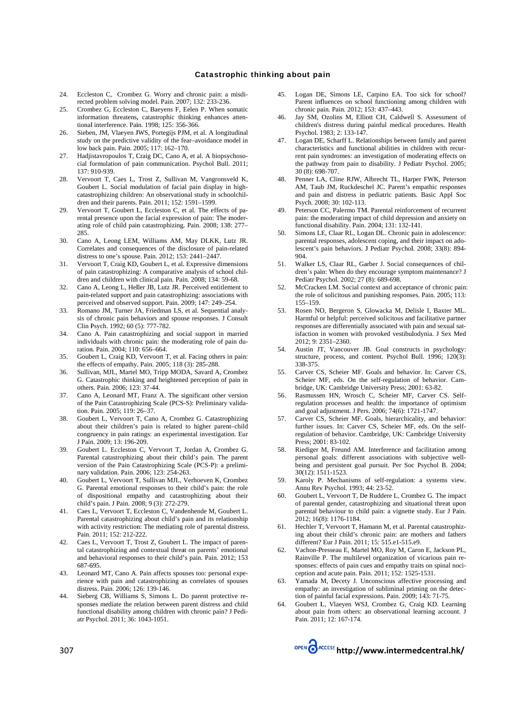24. Eccleston C, Crombez G. Worry and chronic pain: a misdirected problem solving model. Pain. 2007; 132: 233-236.
25. Crombez G, Eccleston C, Baeyens F, Eelen P. When somatic information threatens, catastrophic thinking enhances attentional interference. Pain. 1998; 125: 356-366.
26. Sieben, JM, Vlaeyen JWS, Portegijs PJM, et al. A longitudinal study on the predictive validity of the fear–avoidance model in low back pain. Pain. 2005; 117: 162–170.
27. Hadjistavropoulos T, Craig DC, Cano A, et al. A biopsychosocial formulation of pain communication. Psychol Bull. 2011; 137: 910-939.
28. Vervoort T, Caes L, Trost Z, Sullivan M, Vangronsveld K, Goubert L. Social modulation of facial pain display in high-catastrophizing children: An observational study in schoolchildren and their parents. Pain. 2011; 152: 1591–1599.
29. Vervoort T, Goubert L, Eccleston C, et al. The effects of parental presence upon the facial expression of pain: The moderating role of child pain catastrophizing. Pain. 2008; 138: 277–285.
30. Cano A, Leong LEM, Williams AM, May DLKK, Lutz JR. Correlates and consequences of the disclosure of pain-related distress to one's spouse. Pain. 2012; 153: 2441–2447.
31. Vervoort T, Craig KD, Goubert L, et al. Expressive dimensions of pain catastrophizing: A comparative analysis of school children and children with clinical pain. Pain. 2008; 134: 59-68.
32. Cano A, Leong L, Heller JB, Lutz JR. Perceived entitlement to pain-related support and pain catastrophizing: associations with perceived and observed support. Pain. 2009; 147: 249–254.
33. Romano JM, Turner JA, Friedman LS, et al. Sequential analysis of chronic pain behaviors and spouse responses. J Consult Clin Psych. 1992; 60 (5): 777-782.
34. Cano A. Pain catastrophizing and social support in married individuals with chronic pain: the moderating role of pain duration. Pain. 2004; 110: 656–664.
35. Goubert L, Craig KD, Vervoort T, et al. Facing others in pain: the effects of empathy. Pain. 2005; 118 (3): 285-288.
36. Sullivan, MJL, Martel MO, Tripp MODA, Savard A, Crombez G. Catastrophic thinking and heightened perception of pain in others. Pain. 2006; 123: 37-44.
37. Cano A, Leonard MT, Franz A. The significant other version of the Pain Catastrophizing Scale (PCS-S): Preliminary validation. Pain. 2005; 119: 26–37.
38. Goubert L, Vervoort T, Cano A, Crombez G. Catastrophizing about their children's pain is related to higher parent–child congruency in pain ratings: an experimental investigation. Eur J Pain. 2009; 13: 196-209.
39. Goubert L. Eccleston C, Vervoort T, Jordan A, Crombez G. Parental catastrophizing about their child's pain. The parent version of the Pain Catastrophizing Scale (PCS-P): a preliminary validation. Pain. 2006; 123: 254-263.
40. Goubert L, Vervoort T, Sullivan MJL, Verhoeven K, Crombez G. Parental emotional responses to their child's pain: the role of dispositional empathy and catastrophizing about their child's pain. J Pain. 2008; 9 (3): 272-279.
41. Caes L, Vervoort T, Eccleston C, Vandenhende M, Goubert L. Parental catastrophizing about child's pain and its relationship with activity restriction: The mediating role of parental distress. Pain. 2011; 152: 212-222.
42. Caes L, Vervoort T, Trost Z, Goubert L. The impact of parental catastrophizing and contextual threat on parents' emotional and behavioral responses to their child's pain. Pain. 2012; 153 687-695.
43. Leonard MT, Cano A. Pain affects spouses too: personal experience with pain and catastrophizing as correlates of spouses distress. Pain. 2006; 126: 139-146.
44. Sieberg CB, Williams S, Simons L. Do parent protective responses mediate the relation between parent distress and child functional disability among children with chronic pain? J Pediatr Psychol. 2011; 36: 1043-1051.
45. Logan DE, Simons LE, Carpino EA. Too sick for school? Parent influences on school functioning among children with chronic pain. Pain. 2012; 153: 437–443.
46. Jay SM, Ozolins M, Elliott CH, Caldwell S. Assessment of children's distress during painful medical procedures. Health Psychol. 1983; 2: 133-147.
47. Logan DE, Scharff L. Relationships between family and parent characteristics and functional abilities in children with recurrent pain syndromes: an investigation of moderating effects on the pathway from pain to disability. J Pediatr Psychol. 2005; 30 (8): 698-707.
48. Penner LA, Cline RJW, Albrecht TL, Harper FWK, Peterson AM, Taub JM, Ruckdeschel JC. Parent's empathic responses and pain and distress in pediatric patients. Basic Appl Soc Psych. 2008; 30: 102-113.
49. Peterson CC, Palermo TM. Parental reinforcement of recurrent pain: the moderating impact of child depression and anxiety on functional disability. Pain. 2004; 131: 132-141.
50. Simons LE, Claar RL, Logan DL. Chronic pain in adolescence: parental responses, adolescent coping, and their impact on adolescent's pain behaviors. J Pediatr Psychol. 2008; 33(8): 894-904.
51. Walker LS, Claar RL, Garber J. Social consequences of children's pain: When do they encourage symptom maintenance? J Pediatr Psychol. 2002; 27 (8): 689-698.
52. McCracken LM. Social context and acceptance of chronic pain: the role of solicitous and punishing responses. Pain. 2005; 113: 155–159.
53. Rosen NO, Bergeron S, Glowacka M, Delisle I, Baxter ML. Harmful or helpful: perceived solicitous and facilitative partner responses are differentially associated with pain and sexual satisfaction in women with provoked vestibulodynia. J Sex Med 2012; 9: 2351–2360.
54. Austin JT, Vancouver JB. Goal constructs in psychology: structure, process, and content. Psychol Bull. 1996; 120(3): 338-375.
55. Carver CS, Scheier MF. Goals and behavior. In: Carver CS, Scheier MF, eds. On the self-regulation of behavior. Cambridge, UK: Cambridge University Press; 2001: 63-82.
56. Rasmussen HN, Wrosch C, Scheier MF, Carver CS. Self-regulation processes and health: the importance of optimism and goal adjustment. J Pers. 2006; 74(6): 1721-1747.
57. Carver CS, Scheier MF. Goals, hierarchicality, and behavior: further issues. In: Carver CS, Scheier MF, eds. On the self-regulation of behavior. Cambridge, UK: Cambridge University Press; 2001: 83-102.
58. Riediger M, Freund AM. Interference and facilitation among personal goals: different associations with subjective well-being and persistent goal pursuit. Per Soc Psychol B. 2004; 30(12): 1511-1523.
59. Karoly P. Mechanisms of self-regulation: a systems view. Annu Rev Psychol. 1993; 44: 23-52.
60. Goubert L, Vervoort T, De Ruddere L, Crombez G. The impact of parental gender, catastrophizing and situational threat upon parental behaviour to child pain: a vignette study. Eur J Pain. 2012; 16(8): 1176-1184.
61. Hechler T, Vervoort T, Hamann M, et al. Parental catastrophizing about their child's chronic pain: are mothers and fathers different? Eur J Pain. 2011; 15: 515.e1-515.e9.
62. Vachon-Presseau E, Martel MO, Roy M, Caron E, Jackson PL, Rainville P. The multilevel organization of vicarious pain responses: effects of pain cues and empathy traits on spinal nociception and acute pain. Pain. 2011; 152: 1525-1531.
63. Yamada M, Decety J. Unconscious affective processing and empathy: an investigation of subliminal priming on the detection of painful facial expressions. Pain. 2009; 143: 71-75.
64. Goubert L, Vlaeyen WSJ, Crombez G, Craig KD. Learning about pain from others: an observational learning account. J Pain. 2011; 12: 167-174.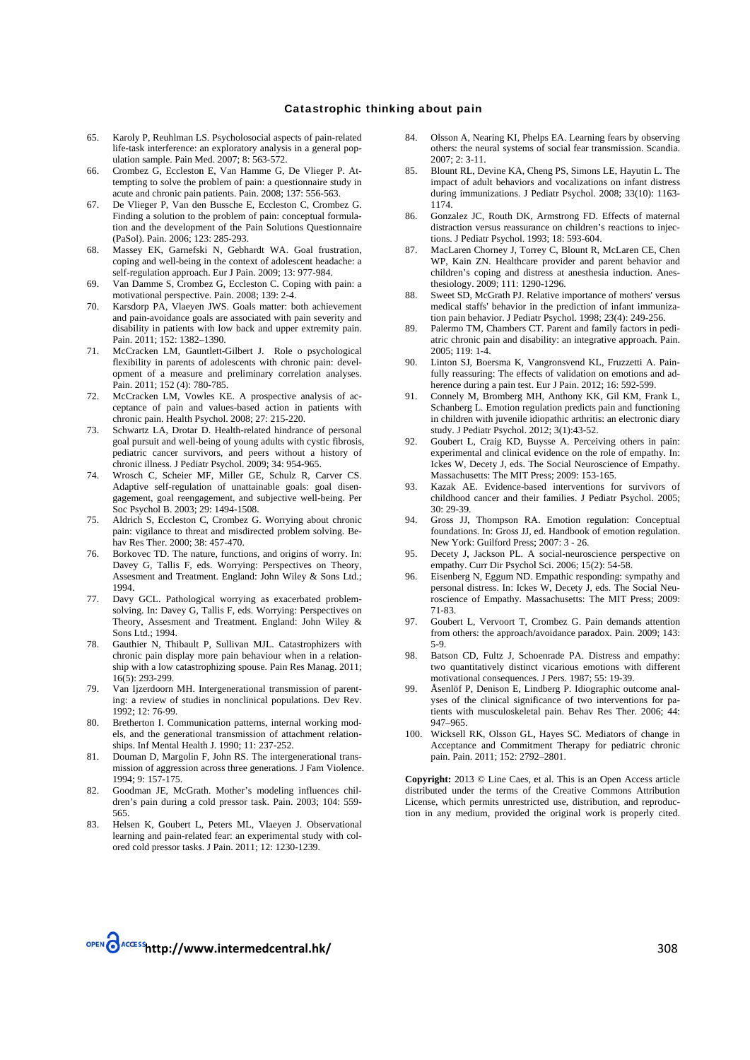65. Karoly P, Reuhlman LS. Psycholosocial aspects of pain-related life-task interference: an exploratory analysis in a general population sample. Pain Med. 2007; 8: 563-572.
66. Crombez G, Eccleston E, Van Hamme G, De Vlieger P. Attempting to solve the problem of pain: a questionnaire study in acute and chronic pain patients. Pain. 2008; 137: 556-563.
67. De Vlieger P, Van den Bussche E, Eccleston C, Crombez G. Finding a solution to the problem of pain: conceptual formulation and the development of the Pain Solutions Questionnaire (PaSol). Pain. 2006; 123: 285-293.
68. Massey EK, Garnefski N, Gebhardt WA. Goal frustration, coping and well-being in the context of adolescent headache: a self-regulation approach. Eur J Pain. 2009; 13: 977-984.
69. Van Damme S, Crombez G, Eccleston C. Coping with pain: a motivational perspective. Pain. 2008; 139: 2-4.
70. Karsdorp PA, Vlaeyen JWS. Goals matter: both achievement and pain-avoidance goals are associated with pain severity and disability in patients with low back and upper extremity pain. Pain. 2011; 152: 1382–1390.
71. McCracken LM, Gauntlett-Gilbert J. Role o psychological flexibility in parents of adolescents with chronic pain: development of a measure and preliminary correlation analyses. Pain. 2011; 152 (4): 780-785.
72. McCracken LM, Vowles KE. A prospective analysis of acceptance of pain and values-based action in patients with chronic pain. Health Psychol. 2008; 27: 215-220.
73. Schwartz LA, Drotar D. Health-related hindrance of personal goal pursuit and well-being of young adults with cystic fibrosis, pediatric cancer survivors, and peers without a history of chronic illness. J Pediatr Psychol. 2009; 34: 954-965.
74. Wrosch C, Scheier MF, Miller GE, Schulz R, Carver CS. Adaptive self-regulation of unattainable goals: goal disengagement, goal reengagement, and subjective well-being. Per Soc Psychol B. 2003; 29: 1494-1508.
75. Aldrich S, Eccleston C, Crombez G. Worrying about chronic pain: vigilance to threat and misdirected problem solving. Behav Res Ther. 2000; 38: 457-470.
76. Borkovec TD. The nature, functions, and origins of worry. In: Davey G, Tallis F, eds. Worrying: Perspectives on Theory, Assesment and Treatment. England: John Wiley & Sons Ltd.; 1994.
77. Davy GCL. Pathological worrying as exacerbated problem-solving. In: Davey G, Tallis F, eds. Worrying: Perspectives on Theory, Assesment and Treatment. England: John Wiley & Sons Ltd.; 1994.
78. Gauthier N, Thibault P, Sullivan MJL. Catastrophizers with chronic pain display more pain behaviour when in a relationship with a low catastrophizing spouse. Pain Res Manag. 2011; 16(5): 293-299.
79. Van Ijzerdoorn MH. Intergenerational transmission of parenting: a review of studies in nonclinical populations. Dev Rev. 1992; 12: 76-99.
80. Bretherton I. Communication patterns, internal working models, and the generational transmission of attachment relationships. Inf Mental Health J. 1990; 11: 237-252.
81. Douman D, Margolin F, John RS. The intergenerational transmission of aggression across three generations. J Fam Violence. 1994; 9: 157-175.
82. Goodman JE, McGrath. Mother's modeling influences children's pain during a cold pressor task. Pain. 2003; 104: 559-565.
83. Helsen K, Goubert L, Peters ML, Vlaeyen J. Observational learning and pain-related fear: an experimental study with colored cold pressor tasks. J Pain. 2011; 12: 1230-1239.
84. Olsson A, Nearing KI, Phelps EA. Learning fears by observing others: the neural systems of social fear transmission. Scandia. 2007; 2: 3-11.
85. Blount RL, Devine KA, Cheng PS, Simons LE, Hayutin L. The impact of adult behaviors and vocalizations on infant distress during immunizations. J Pediatr Psychol. 2008; 33(10): 1163-1174.
86. Gonzalez JC, Routh DK, Armstrong FD. Effects of maternal distraction versus reassurance on children's reactions to injections. J Pediatr Psychol. 1993; 18: 593-604.
87. MacLaren Chorney J, Torrey C, Blount R, McLaren CE, Chen WP, Kain ZN. Healthcare provider and parent behavior and children's coping and distress at anesthesia induction. Anesthesiology. 2009; 111: 1290-1296.
88. Sweet SD, McGrath PJ. Relative importance of mothers' versus medical staffs' behavior in the prediction of infant immunization pain behavior. J Pediatr Psychol. 1998; 23(4): 249-256.
89. Palermo TM, Chambers CT. Parent and family factors in pediatric chronic pain and disability: an integrative approach. Pain. 2005; 119: 1-4.
90. Linton SJ, Boersma K, Vangronsvend KL, Fruzzetti A. Painfully reassuring: The effects of validation on emotions and adherence during a pain test. Eur J Pain. 2012; 16: 592-599.
91. Connely M, Bromberg MH, Anthony KK, Gil KM, Frank L, Schanberg L. Emotion regulation predicts pain and functioning in children with juvenile idiopathic arthritis: an electronic diary study. J Pediatr Psychol. 2012; 3(1):43-52.
92. Goubert L, Craig KD, Buysse A. Perceiving others in pain: experimental and clinical evidence on the role of empathy. In: Ickes W, Decety J, eds. The Social Neuroscience of Empathy. Massachusetts: The MIT Press; 2009: 153-165.
93. Kazak AE. Evidence-based interventions for survivors of childhood cancer and their families. J Pediatr Psychol. 2005; 30: 29-39.
94. Gross JJ, Thompson RA. Emotion regulation: Conceptual foundations. In: Gross JJ, ed. Handbook of emotion regulation. New York: Guilford Press; 2007: 3 - 26.
95. Decety J, Jackson PL. A social-neuroscience perspective on empathy. Curr Dir Psychol Sci. 2006; 15(2): 54-58.
96. Eisenberg N, Eggum ND. Empathic responding: sympathy and personal distress. In: Ickes W, Decety J, eds. The Social Neuroscience of Empathy. Massachusetts: The MIT Press; 2009: 71-83.
97. Goubert L, Vervoort T, Crombez G. Pain demands attention from others: the approach/avoidance paradox. Pain. 2009; 143: 5-9.
98. Batson CD, Fultz J, Schoenrade PA. Distress and empathy: two quantitatively distinct vicarious emotions with different motivational consequences. J Pers. 1987; 55: 19-39.
99. Åsenlöf P, Denison E, Lindberg P. Idiographic outcome analyses of the clinical significance of two interventions for patients with musculoskeletal pain. Behav Res Ther. 2006; 44: 947–965.
100. Wicksell RK, Olsson GL, Hayes SC. Mediators of change in Acceptance and Commitment Therapy for pediatric chronic pain. Pain. 2011; 152: 2792–2801.

**Copyright:** 2013 © Line Caes, et al. This is an Open Access article distributed under the terms of the Creative Commons Attribution License, which permits unrestricted use, distribution, and reproduction in any medium, provided the original work is properly cited.